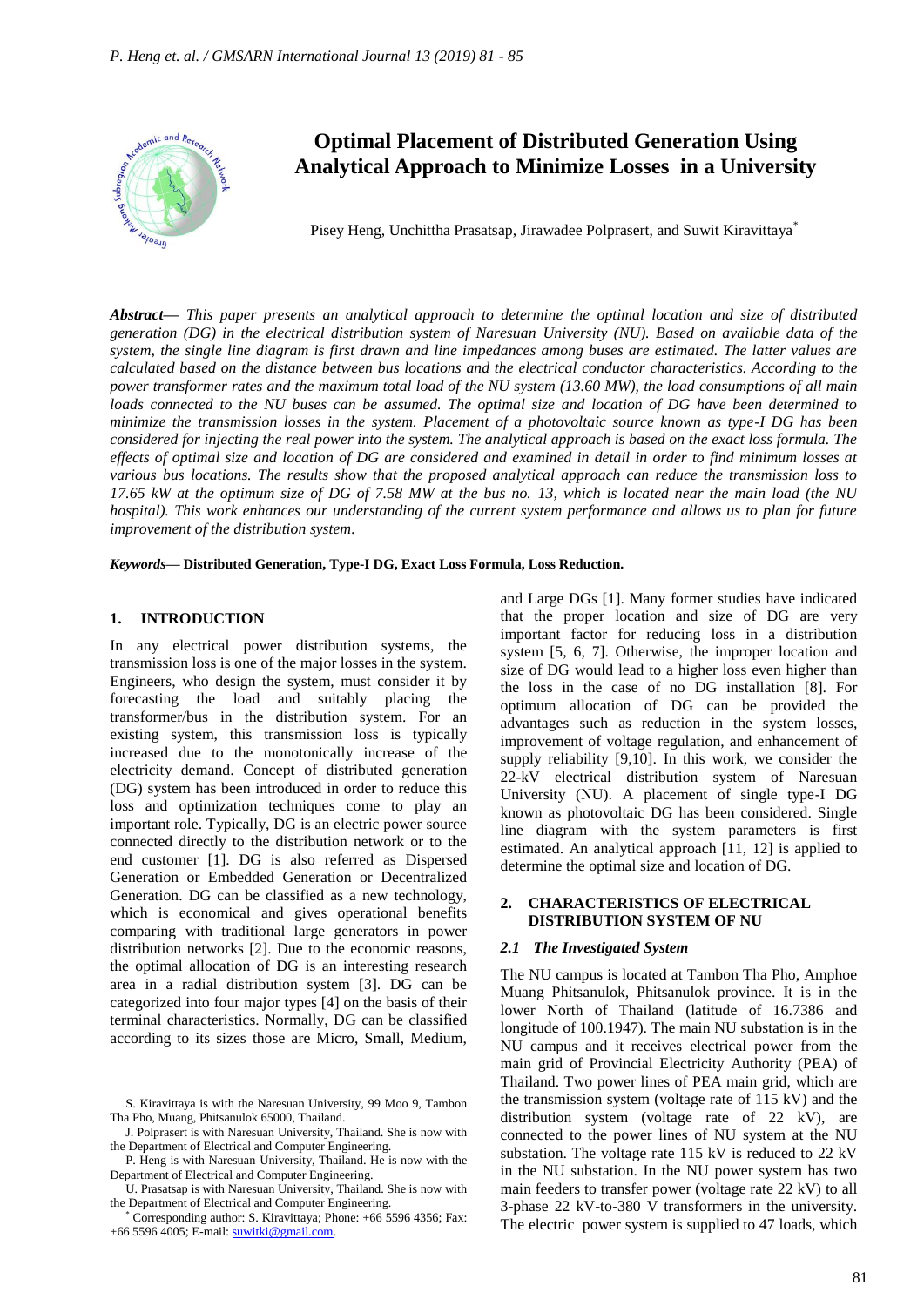# Optimal Placement of Distributed Generation Using Analytical Approach to Minimize Losses in a University

Pisey Heng, Unchittha Prasatsap, Jirawadee Polprasert, and Suwit Kiravittaya*

***Abstract***— *This paper presents an analytical approach to determine the optimal location and size of distributed generation (DG) in the electrical distribution system of Naresuan University (NU). Based on available data of the system, the single line diagram is first drawn and line impedances among buses are estimated. The latter values are calculated based on the distance between bus locations and the electrical conductor characteristics. According to the power transformer rates and the maximum total load of the NU system (13.60 MW), the load consumptions of all main loads connected to the NU buses can be assumed. The optimal size and location of DG have been determined to minimize the transmission losses in the system. Placement of a photovoltaic source known as type-I DG has been considered for injecting the real power into the system. The analytical approach is based on the exact loss formula. The effects of optimal size and location of DG are considered and examined in detail in order to find minimum losses at various bus locations. The results show that the proposed analytical approach can reduce the transmission loss to 17.65 kW at the optimum size of DG of 7.58 MW at the bus no. 13, which is located near the main load (the NU hospital). This work enhances our understanding of the current system performance and allows us to plan for future improvement of the distribution system.*

***Keywords***— **Distributed Generation, Type-I DG, Exact Loss Formula, Loss Reduction.**

## 1. INTRODUCTION

In any electrical power distribution systems, the transmission loss is one of the major losses in the system. Engineers, who design the system, must consider it by forecasting the load and suitably placing the transformer/bus in the distribution system. For an existing system, this transmission loss is typically increased due to the monotonically increase of the electricity demand. Concept of distributed generation (DG) system has been introduced in order to reduce this loss and optimization techniques come to play an important role. Typically, DG is an electric power source connected directly to the distribution network or to the end customer [1]. DG is also referred as Dispersed Generation or Embedded Generation or Decentralized Generation. DG can be classified as a new technology, which is economical and gives operational benefits comparing with traditional large generators in power distribution networks [2]. Due to the economic reasons, the optimal allocation of DG is an interesting research area in a radial distribution system [3]. DG can be categorized into four major types [4] on the basis of their terminal characteristics. Normally, DG can be classified according to its sizes those are Micro, Small, Medium, and Large DGs [1]. Many former studies have indicated that the proper location and size of DG are very important factor for reducing loss in a distribution system [5, 6, 7]. Otherwise, the improper location and size of DG would lead to a higher loss even higher than the loss in the case of no DG installation [8]. For optimum allocation of DG can be provided the advantages such as reduction in the system losses, improvement of voltage regulation, and enhancement of supply reliability [9,10]. In this work, we consider the 22-kV electrical distribution system of Naresuan University (NU). A placement of single type-I DG known as photovoltaic DG has been considered. Single line diagram with the system parameters is first estimated. An analytical approach [11, 12] is applied to determine the optimal size and location of DG.

## 2. CHARACTERISTICS OF ELECTRICAL DISTRIBUTION SYSTEM OF NU

### *2.1 The Investigated System*

The NU campus is located at Tambon Tha Pho, Amphoe Muang Phitsanulok, Phitsanulok province. It is in the lower North of Thailand (latitude of 16.7386 and longitude of 100.1947). The main NU substation is in the NU campus and it receives electrical power from the main grid of Provincial Electricity Authority (PEA) of Thailand. Two power lines of PEA main grid, which are the transmission system (voltage rate of 115 kV) and the distribution system (voltage rate of 22 kV), are connected to the power lines of NU system at the NU substation. The voltage rate 115 kV is reduced to 22 kV in the NU substation. In the NU power system has two main feeders to transfer power (voltage rate 22 kV) to all 3-phase 22 kV-to-380 V transformers in the university. The electric power system is supplied to 47 loads, which

---

S. Kiravittaya is with the Naresuan University, 99 Moo 9, Tambon Tha Pho, Muang, Phitsanulok 65000, Thailand.

J. Polprasert is with Naresuan University, Thailand. She is now with the Department of Electrical and Computer Engineering.

P. Heng is with Naresuan University, Thailand. He is now with the Department of Electrical and Computer Engineering.

U. Prasatsap is with Naresuan University, Thailand. She is now with the Department of Electrical and Computer Engineering.

* Corresponding author: S. Kiravittaya; Phone: +66 5596 4356; Fax: +66 5596 4005; E-mail: suwitki@gmail.com.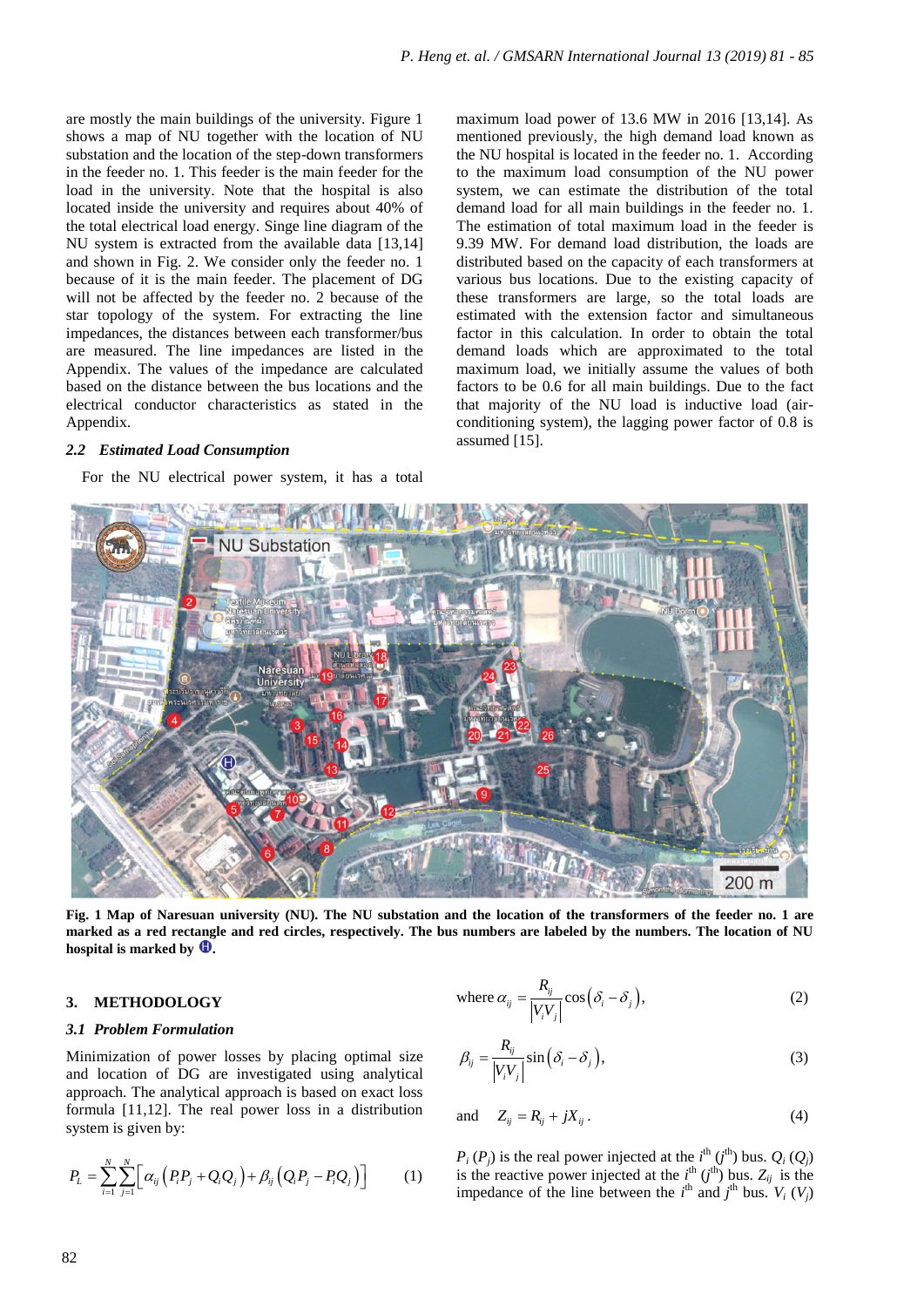are mostly the main buildings of the university. Figure 1 shows a map of NU together with the location of NU substation and the location of the step-down transformers in the feeder no. 1. This feeder is the main feeder for the load in the university. Note that the hospital is also located inside the university and requires about 40% of the total electrical load energy. Singe line diagram of the NU system is extracted from the available data [13,14] and shown in Fig. 2. We consider only the feeder no. 1 because of it is the main feeder. The placement of DG will not be affected by the feeder no. 2 because of the star topology of the system. For extracting the line impedances, the distances between each transformer/bus are measured. The line impedances are listed in the Appendix. The values of the impedance are calculated based on the distance between the bus locations and the electrical conductor characteristics as stated in the Appendix.

### *2.2 Estimated Load Consumption*

For the NU electrical power system, it has a total maximum load power of 13.6 MW in 2016 [13,14]. As mentioned previously, the high demand load known as the NU hospital is located in the feeder no. 1. According to the maximum load consumption of the NU power system, we can estimate the distribution of the total demand load for all main buildings in the feeder no. 1. The estimation of total maximum load in the feeder is 9.39 MW. For demand load distribution, the loads are distributed based on the capacity of each transformers at various bus locations. Due to the existing capacity of these transformers are large, so the total loads are estimated with the extension factor and simultaneous factor in this calculation. In order to obtain the total demand loads which are approximated to the total maximum load, we initially assume the values of both factors to be 0.6 for all main buildings. Due to the fact that majority of the NU load is inductive load (air-conditioning system), the lagging power factor of 0.8 is assumed [15].

**Fig. 1 Map of Naresuan university (NU). The NU substation and the location of the transformers of the feeder no. 1 are marked as a red rectangle and red circles, respectively. The bus numbers are labeled by the numbers. The location of NU hospital is marked by Ⓗ.**

## 3. METHODOLOGY

### *3.1 Problem Formulation*

Minimization of power losses by placing optimal size and location of DG are investigated using analytical approach. The analytical approach is based on exact loss formula [11,12]. The real power loss in a distribution system is given by:

$$P_L = \sum_{i=1}^{N}\sum_{j=1}^{N}\left[\alpha_{ij}\left(P_iP_j + Q_iQ_j\right) + \beta_{ij}\left(Q_iP_j - P_iQ_j\right)\right] \tag{1}$$

$$\text{where } \alpha_{ij} = \frac{R_{ij}}{\left|V_iV_j\right|}\cos\left(\delta_i - \delta_j\right), \tag{2}$$

$$\beta_{ij} = \frac{R_{ij}}{\left|V_iV_j\right|}\sin\left(\delta_i - \delta_j\right), \tag{3}$$

$$\text{and} \quad Z_{ij} = R_{ij} + jX_{ij}. \tag{4}$$

$P_i$ ($P_j$) is the real power injected at the $i^{th}$ ($j^{th}$) bus. $Q_i$ ($Q_j$) is the reactive power injected at the $i^{th}$ ($j^{th}$) bus. $Z_{ij}$ is the impedance of the line between the $i^{th}$ and $j^{th}$ bus. $V_i$ ($V_j$)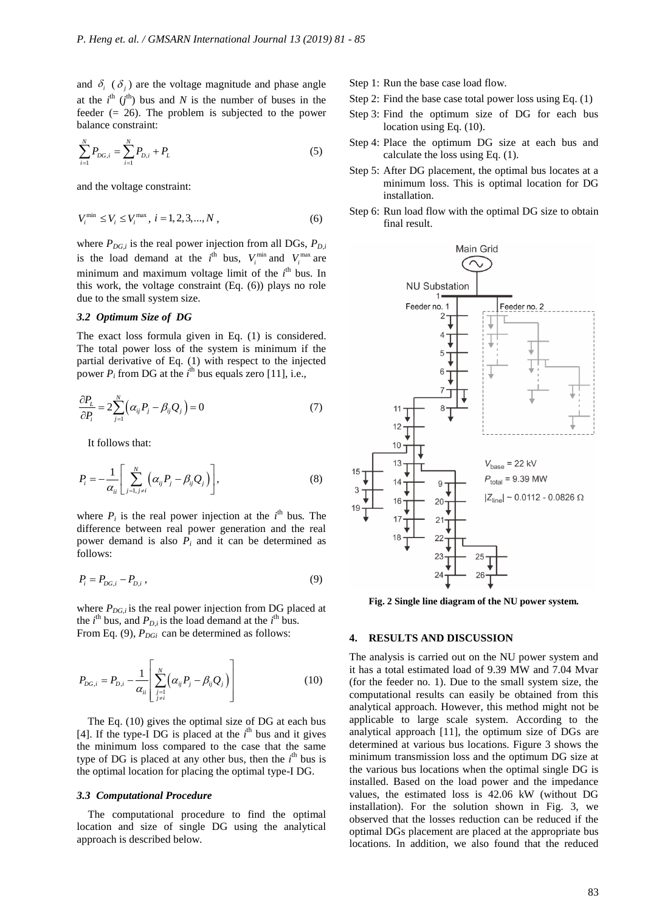and $\delta_i$ ($\delta_j$) are the voltage magnitude and phase angle at the $i^{th}$ ($j^{th}$) bus and $N$ is the number of buses in the feeder (= 26). The problem is subjected to the power balance constraint:

$$\sum_{i=1}^{N} P_{DG,i} = \sum_{i=1}^{N} P_{D,i} + P_L \tag{5}$$

and the voltage constraint:

$$V_i^{\min} \leq V_i \leq V_i^{\max},\ i = 1,2,3,...,N, \tag{6}$$

where $P_{DG,i}$ is the real power injection from all DGs, $P_{D,i}$ is the load demand at the $i^{th}$ bus, $V_i^{\min}$ and $V_i^{\max}$ are minimum and maximum voltage limit of the $i^{th}$ bus. In this work, the voltage constraint (Eq. (6)) plays no role due to the small system size.

### 3.2 Optimum Size of DG

The exact loss formula given in Eq. (1) is considered. The total power loss of the system is minimum if the partial derivative of Eq. (1) with respect to the injected power $P_i$ from DG at the $i^{th}$ bus equals zero [11], i.e.,

$$\frac{\partial P_L}{\partial P_i} = 2\sum_{j=1}^{N}\left(\alpha_{ij}P_j - \beta_{ij}Q_j\right) = 0 \tag{7}$$

It follows that:

$$P_i = -\frac{1}{\alpha_{ii}}\left[\sum_{j=1, j\neq i}^{N}\left(\alpha_{ij}P_j - \beta_{ij}Q_j\right)\right], \tag{8}$$

where $P_i$ is the real power injection at the $i^{th}$ bus. The difference between real power generation and the real power demand is also $P_i$ and it can be determined as follows:

$$P_i = P_{DG,i} - P_{D,i}, \tag{9}$$

where $P_{DG,i}$ is the real power injection from DG placed at the $i^{th}$ bus, and $P_{D,i}$ is the load demand at the $i^{th}$ bus. From Eq. (9), $P_{DGi}$ can be determined as follows:

$$P_{DG,i} = P_{D,i} - \frac{1}{\alpha_{ii}}\left[\sum_{\substack{j=1\\ j\neq i}}^{N}\left(\alpha_{ij}P_j - \beta_{ij}Q_j\right)\right] \tag{10}$$

The Eq. (10) gives the optimal size of DG at each bus [4]. If the type-I DG is placed at the $i^{th}$ bus and it gives the minimum loss compared to the case that the same type of DG is placed at any other bus, then the $i^{th}$ bus is the optimal location for placing the optimal type-I DG.

### 3.3 Computational Procedure

The computational procedure to find the optimal location and size of single DG using the analytical approach is described below.

- Step 1: Run the base case load flow.
- Step 2: Find the base case total power loss using Eq. (1)
- Step 3: Find the optimum size of DG for each bus location using Eq. (10).
- Step 4: Place the optimum DG size at each bus and calculate the loss using Eq. (1).
- Step 5: After DG placement, the optimal bus locates at a minimum loss. This is optimal location for DG installation.
- Step 6: Run load flow with the optimal DG size to obtain final result.

**Fig. 2 Single line diagram of the NU power system.**

## 4. RESULTS AND DISCUSSION

The analysis is carried out on the NU power system and it has a total estimated load of 9.39 MW and 7.04 Mvar (for the feeder no. 1). Due to the small system size, the computational results can easily be obtained from this analytical approach. However, this method might not be applicable to large scale system. According to the analytical approach [11], the optimum size of DGs are determined at various bus locations. Figure 3 shows the minimum transmission loss and the optimum DG size at the various bus locations when the optimal single DG is installed. Based on the load power and the impedance values, the estimated loss is 42.06 kW (without DG installation). For the solution shown in Fig. 3, we observed that the losses reduction can be reduced if the optimal DGs placement are placed at the appropriate bus locations. In addition, we also found that the reduced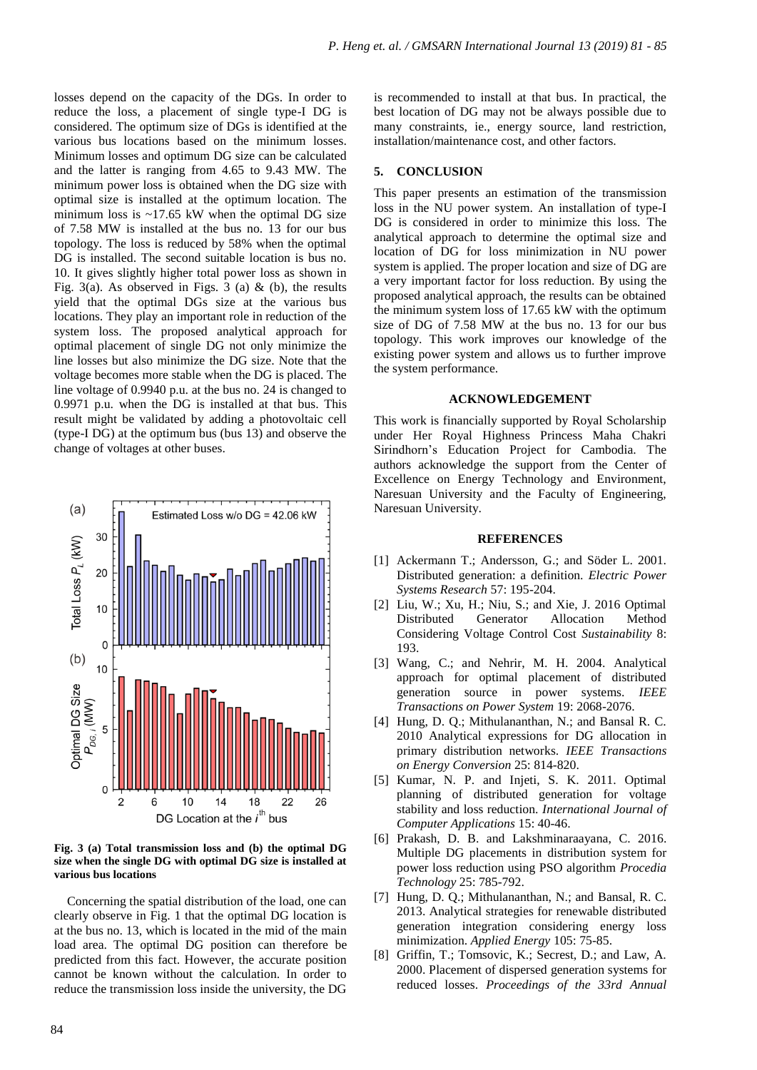losses depend on the capacity of the DGs. In order to reduce the loss, a placement of single type-I DG is considered. The optimum size of DGs is identified at the various bus locations based on the minimum losses. Minimum losses and optimum DG size can be calculated and the latter is ranging from 4.65 to 9.43 MW. The minimum power loss is obtained when the DG size with optimal size is installed at the optimum location. The minimum loss is ~17.65 kW when the optimal DG size of 7.58 MW is installed at the bus no. 13 for our bus topology. The loss is reduced by 58% when the optimal DG is installed. The second suitable location is bus no. 10. It gives slightly higher total power loss as shown in Fig. 3(a). As observed in Figs. 3 (a) & (b), the results yield that the optimal DGs size at the various bus locations. They play an important role in reduction of the system loss. The proposed analytical approach for optimal placement of single DG not only minimize the line losses but also minimize the DG size. Note that the voltage becomes more stable when the DG is placed. The line voltage of 0.9940 p.u. at the bus no. 24 is changed to 0.9971 p.u. when the DG is installed at that bus. This result might be validated by adding a photovoltaic cell (type-I DG) at the optimum bus (bus 13) and observe the change of voltages at other buses.

**Fig. 3 (a) Total transmission loss and (b) the optimal DG size when the single DG with optimal DG size is installed at various bus locations**

Concerning the spatial distribution of the load, one can clearly observe in Fig. 1 that the optimal DG location is at the bus no. 13, which is located in the mid of the main load area. The optimal DG position can therefore be predicted from this fact. However, the accurate position cannot be known without the calculation. In order to reduce the transmission loss inside the university, the DG is recommended to install at that bus. In practical, the best location of DG may not be always possible due to many constraints, ie., energy source, land restriction, installation/maintenance cost, and other factors.

## 5. CONCLUSION

This paper presents an estimation of the transmission loss in the NU power system. An installation of type-I DG is considered in order to minimize this loss. The analytical approach to determine the optimal size and location of DG for loss minimization in NU power system is applied. The proper location and size of DG are a very important factor for loss reduction. By using the proposed analytical approach, the results can be obtained the minimum system loss of 17.65 kW with the optimum size of DG of 7.58 MW at the bus no. 13 for our bus topology. This work improves our knowledge of the existing power system and allows us to further improve the system performance.

## ACKNOWLEDGEMENT

This work is financially supported by Royal Scholarship under Her Royal Highness Princess Maha Chakri Sirindhorn's Education Project for Cambodia. The authors acknowledge the support from the Center of Excellence on Energy Technology and Environment, Naresuan University and the Faculty of Engineering, Naresuan University.

## REFERENCES

[1] Ackermann T.; Andersson, G.; and Söder L. 2001. Distributed generation: a definition. *Electric Power Systems Research* 57: 195-204.

[2] Liu, W.; Xu, H.; Niu, S.; and Xie, J. 2016 Optimal Distributed Generator Allocation Method Considering Voltage Control Cost *Sustainability* 8: 193.

[3] Wang, C.; and Nehrir, M. H. 2004. Analytical approach for optimal placement of distributed generation source in power systems. *IEEE Transactions on Power System* 19: 2068-2076.

[4] Hung, D. Q.; Mithulananthan, N.; and Bansal R. C. 2010 Analytical expressions for DG allocation in primary distribution networks. *IEEE Transactions on Energy Conversion* 25: 814-820.

[5] Kumar, N. P. and Injeti, S. K. 2011. Optimal planning of distributed generation for voltage stability and loss reduction. *International Journal of Computer Applications* 15: 40-46.

[6] Prakash, D. B. and Lakshminaraayana, C. 2016. Multiple DG placements in distribution system for power loss reduction using PSO algorithm *Procedia Technology* 25: 785-792.

[7] Hung, D. Q.; Mithulananthan, N.; and Bansal, R. C. 2013. Analytical strategies for renewable distributed generation integration considering energy loss minimization. *Applied Energy* 105: 75-85.

[8] Griffin, T.; Tomsovic, K.; Secrest, D.; and Law, A. 2000. Placement of dispersed generation systems for reduced losses. *Proceedings of the 33rd Annual*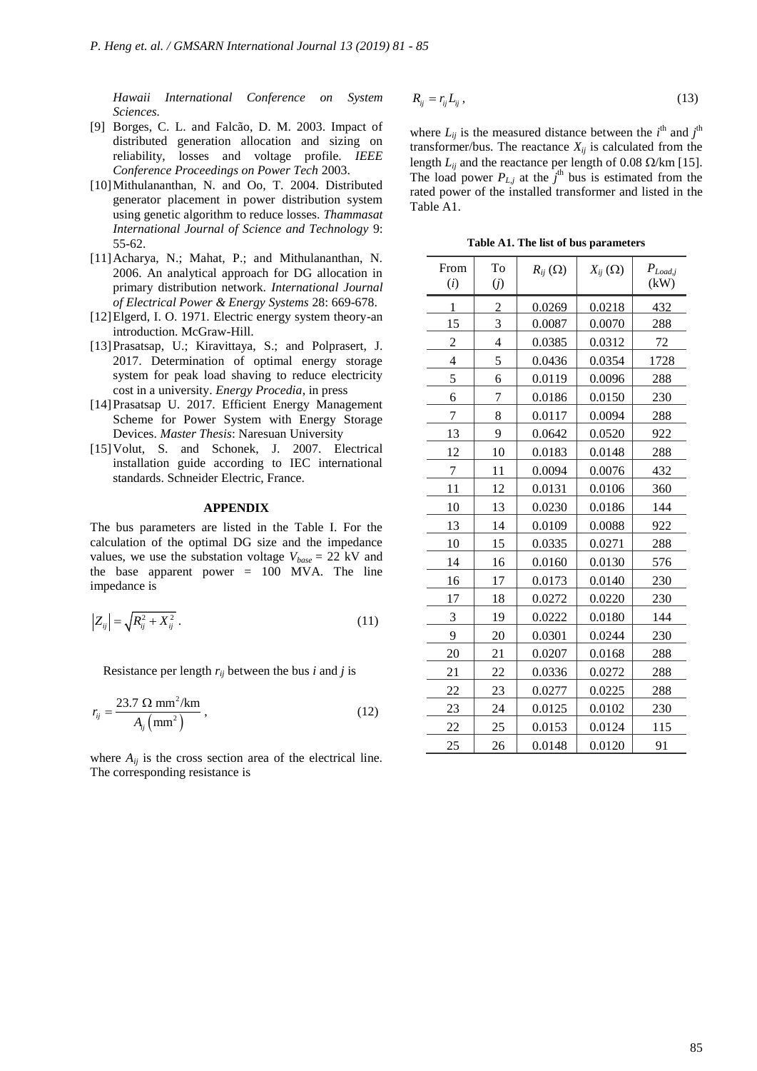*Hawaii International Conference on System Sciences.*

[9] Borges, C. L. and Falcão, D. M. 2003. Impact of distributed generation allocation and sizing on reliability, losses and voltage profile. *IEEE Conference Proceedings on Power Tech* 2003.

[10] Mithulananthan, N. and Oo, T. 2004. Distributed generator placement in power distribution system using genetic algorithm to reduce losses. *Thammasat International Journal of Science and Technology* 9: 55-62.

[11] Acharya, N.; Mahat, P.; and Mithulananthan, N. 2006. An analytical approach for DG allocation in primary distribution network. *International Journal of Electrical Power & Energy Systems* 28: 669-678.

[12] Elgerd, I. O. 1971. Electric energy system theory-an introduction. McGraw-Hill.

[13] Prasatsap, U.; Kiravittaya, S.; and Polprasert, J. 2017. Determination of optimal energy storage system for peak load shaving to reduce electricity cost in a university. *Energy Procedia*, in press

[14] Prasatsap U. 2017. Efficient Energy Management Scheme for Power System with Energy Storage Devices. *Master Thesis*: Naresuan University

[15] Volut, S. and Schonek, J. 2007. Electrical installation guide according to IEC international standards. Schneider Electric, France.

## APPENDIX

The bus parameters are listed in the Table I. For the calculation of the optimal DG size and the impedance values, we use the substation voltage $V_{base}$ = 22 kV and the base apparent power = 100 MVA. The line impedance is

$$\left|Z_{ij}\right| = \sqrt{R_{ij}^2 + X_{ij}^2}\,. \tag{11}$$

Resistance per length $r_{ij}$ between the bus *i* and *j* is

$$r_{ij} = \frac{23.7\ \Omega\ \mathrm{mm^2/km}}{A_{ij}\left(\mathrm{mm^2}\right)}\,, \tag{12}$$

where $A_{ij}$ is the cross section area of the electrical line. The corresponding resistance is

$$R_{ij} = r_{ij} L_{ij}\,, \tag{13}$$

where $L_{ij}$ is the measured distance between the $i^{\text{th}}$ and $j^{\text{th}}$ transformer/bus. The reactance $X_{ij}$ is calculated from the length $L_{ij}$ and the reactance per length of 0.08 Ω/km [15]. The load power $P_{L,j}$ at the $j^{\text{th}}$ bus is estimated from the rated power of the installed transformer and listed in the Table A1.

**Table A1. The list of bus parameters**

| From ($i$) | To ($j$) | $R_{ij}$ (Ω) | $X_{ij}$ (Ω) | $P_{Load,j}$ (kW) |
|---|---|---|---|---|
| 1 | 2 | 0.0269 | 0.0218 | 432 |
| 15 | 3 | 0.0087 | 0.0070 | 288 |
| 2 | 4 | 0.0385 | 0.0312 | 72 |
| 4 | 5 | 0.0436 | 0.0354 | 1728 |
| 5 | 6 | 0.0119 | 0.0096 | 288 |
| 6 | 7 | 0.0186 | 0.0150 | 230 |
| 7 | 8 | 0.0117 | 0.0094 | 288 |
| 13 | 9 | 0.0642 | 0.0520 | 922 |
| 12 | 10 | 0.0183 | 0.0148 | 288 |
| 7 | 11 | 0.0094 | 0.0076 | 432 |
| 11 | 12 | 0.0131 | 0.0106 | 360 |
| 10 | 13 | 0.0230 | 0.0186 | 144 |
| 13 | 14 | 0.0109 | 0.0088 | 922 |
| 10 | 15 | 0.0335 | 0.0271 | 288 |
| 14 | 16 | 0.0160 | 0.0130 | 576 |
| 16 | 17 | 0.0173 | 0.0140 | 230 |
| 17 | 18 | 0.0272 | 0.0220 | 230 |
| 3 | 19 | 0.0222 | 0.0180 | 144 |
| 9 | 20 | 0.0301 | 0.0244 | 230 |
| 20 | 21 | 0.0207 | 0.0168 | 288 |
| 21 | 22 | 0.0336 | 0.0272 | 288 |
| 22 | 23 | 0.0277 | 0.0225 | 288 |
| 23 | 24 | 0.0125 | 0.0102 | 230 |
| 22 | 25 | 0.0153 | 0.0124 | 115 |
| 25 | 26 | 0.0148 | 0.0120 | 91 |